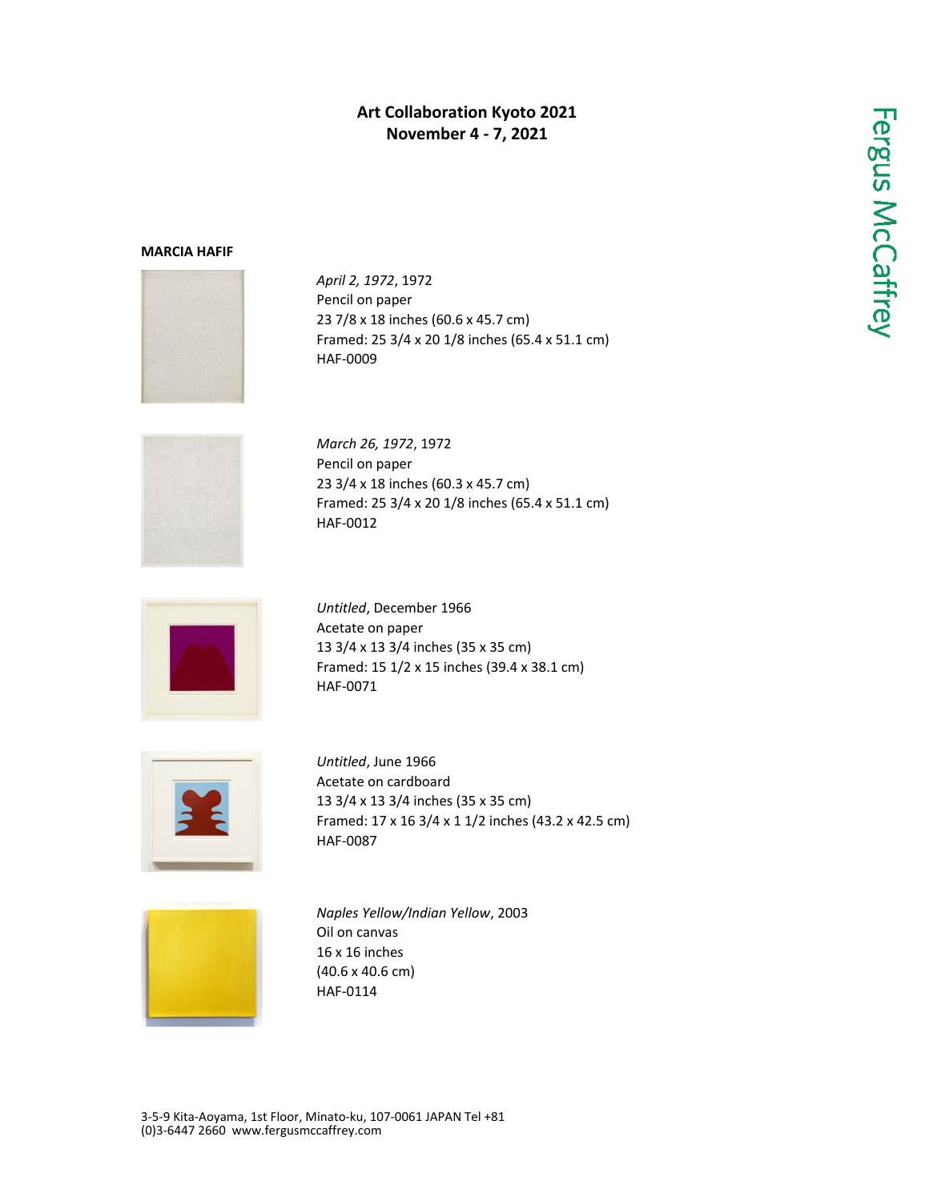# Art Collaboration Kyoto 2021
## November 4 - 7, 2021

**MARCIA HAFIF**

*April 2, 1972*, 1972
Pencil on paper
23 7/8 x 18 inches (60.6 x 45.7 cm)
Framed: 25 3/4 x 20 1/8 inches (65.4 x 51.1 cm)
HAF-0009

*March 26, 1972*, 1972
Pencil on paper
23 3/4 x 18 inches (60.3 x 45.7 cm)
Framed: 25 3/4 x 20 1/8 inches (65.4 x 51.1 cm)
HAF-0012

*Untitled*, December 1966
Acetate on paper
13 3/4 x 13 3/4 inches (35 x 35 cm)
Framed: 15 1/2 x 15 inches (39.4 x 38.1 cm)
HAF-0071

*Untitled*, June 1966
Acetate on cardboard
13 3/4 x 13 3/4 inches (35 x 35 cm)
Framed: 17 x 16 3/4 x 1 1/2 inches (43.2 x 42.5 cm)
HAF-0087

*Naples Yellow/Indian Yellow*, 2003
Oil on canvas
16 x 16 inches
(40.6 x 40.6 cm)
HAF-0114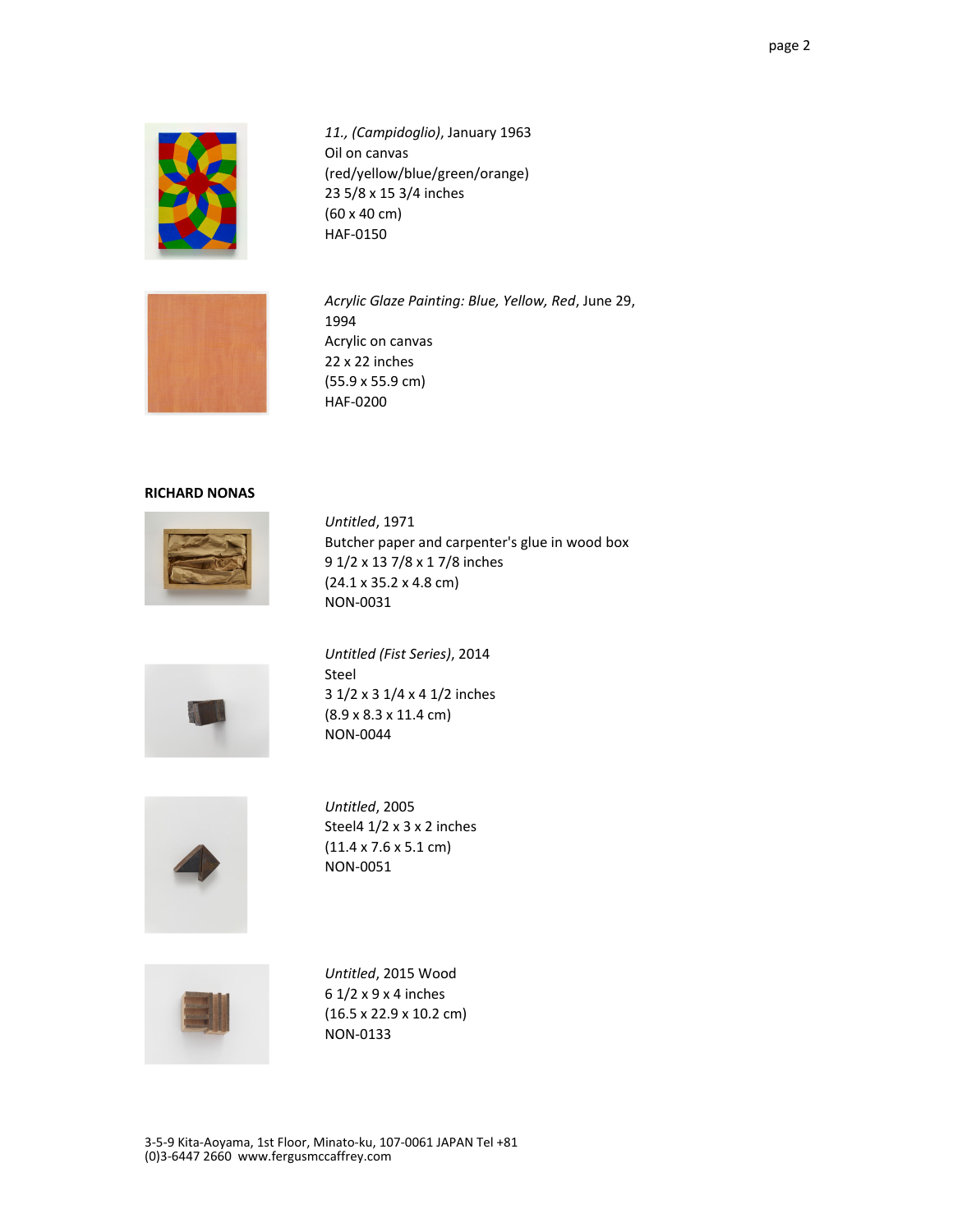*11., (Campidoglio)*, January 1963
Oil on canvas
(red/yellow/blue/green/orange)
23 5/8 x 15 3/4 inches
(60 x 40 cm)
HAF-0150

*Acrylic Glaze Painting: Blue, Yellow, Red*, June 29, 1994
Acrylic on canvas
22 x 22 inches
(55.9 x 55.9 cm)
HAF-0200

**RICHARD NONAS**

*Untitled*, 1971
Butcher paper and carpenter's glue in wood box
9 1/2 x 13 7/8 x 1 7/8 inches
(24.1 x 35.2 x 4.8 cm)
NON-0031

*Untitled (Fist Series)*, 2014
Steel
3 1/2 x 3 1/4 x 4 1/2 inches
(8.9 x 8.3 x 11.4 cm)
NON-0044

*Untitled*, 2005
Steel4 1/2 x 3 x 2 inches
(11.4 x 7.6 x 5.1 cm)
NON-0051

*Untitled*, 2015 Wood
6 1/2 x 9 x 4 inches
(16.5 x 22.9 x 10.2 cm)
NON-0133

3-5-9 Kita-Aoyama, 1st Floor, Minato-ku, 107-0061 JAPAN Tel +81 (0)3-6447 2660 www.fergusmccaffrey.com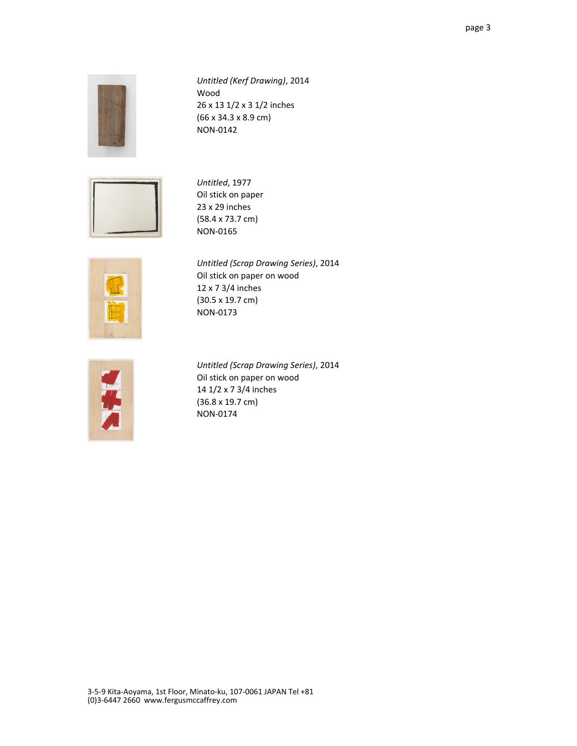*Untitled (Kerf Drawing)*, 2014
Wood
26 x 13 1/2 x 3 1/2 inches
(66 x 34.3 x 8.9 cm)
NON-0142

*Untitled*, 1977
Oil stick on paper
23 x 29 inches
(58.4 x 73.7 cm)
NON-0165

*Untitled (Scrap Drawing Series)*, 2014
Oil stick on paper on wood
12 x 7 3/4 inches
(30.5 x 19.7 cm)
NON-0173

*Untitled (Scrap Drawing Series)*, 2014
Oil stick on paper on wood
14 1/2 x 7 3/4 inches
(36.8 x 19.7 cm)
NON-0174

3-5-9 Kita-Aoyama, 1st Floor, Minato-ku, 107-0061 JAPAN Tel +81 (0)3-6447 2660 www.fergusmccaffrey.com